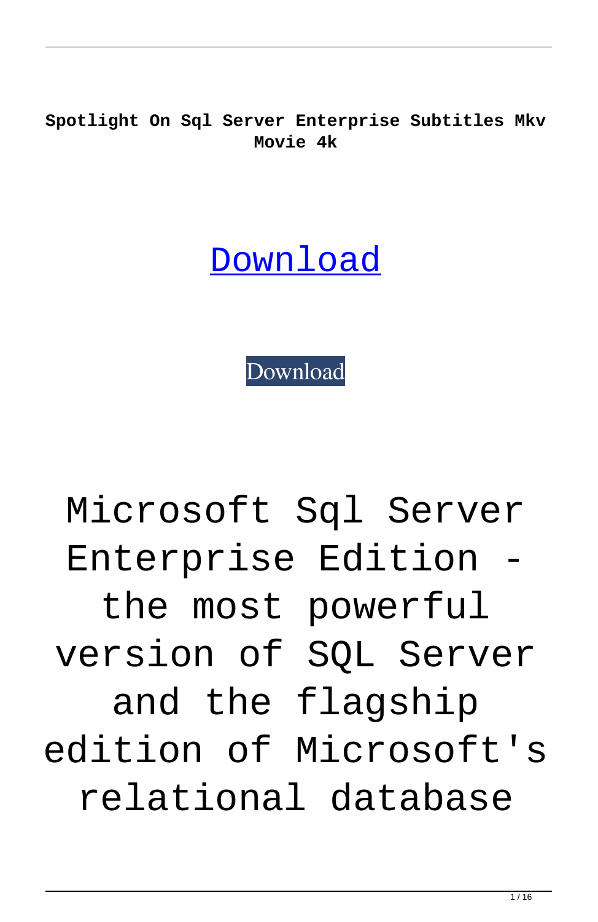**Spotlight On Sql Server Enterprise Subtitles Mkv Movie 4k**

# Download

Download

# Microsoft Sql Server Enterprise Edition - the most powerful version of SQL Server and the flagship edition of Microsoft's relational database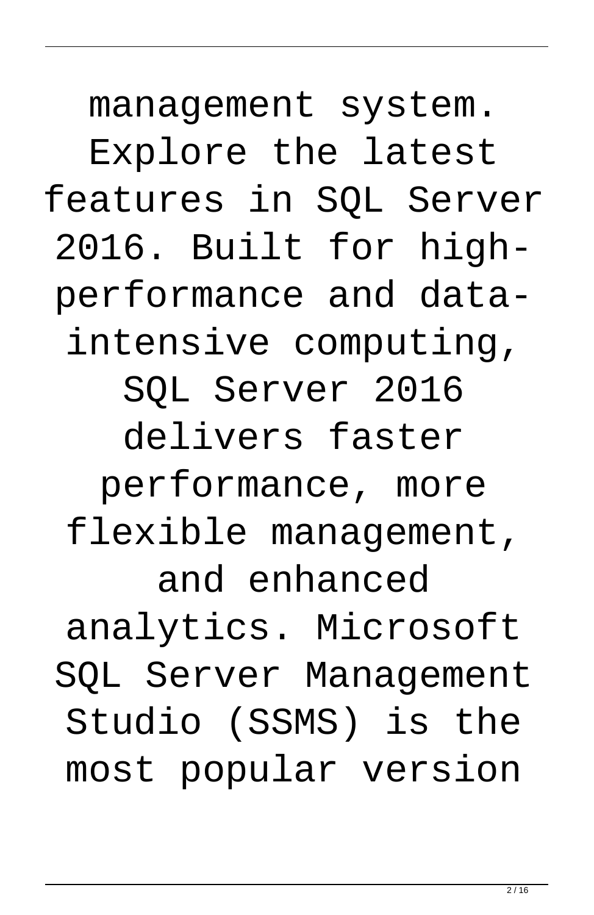management system. Explore the latest features in SQL Server 2016. Built for high-performance and data-intensive computing, SQL Server 2016 delivers faster performance, more flexible management, and enhanced analytics. Microsoft SQL Server Management Studio (SSMS) is the most popular version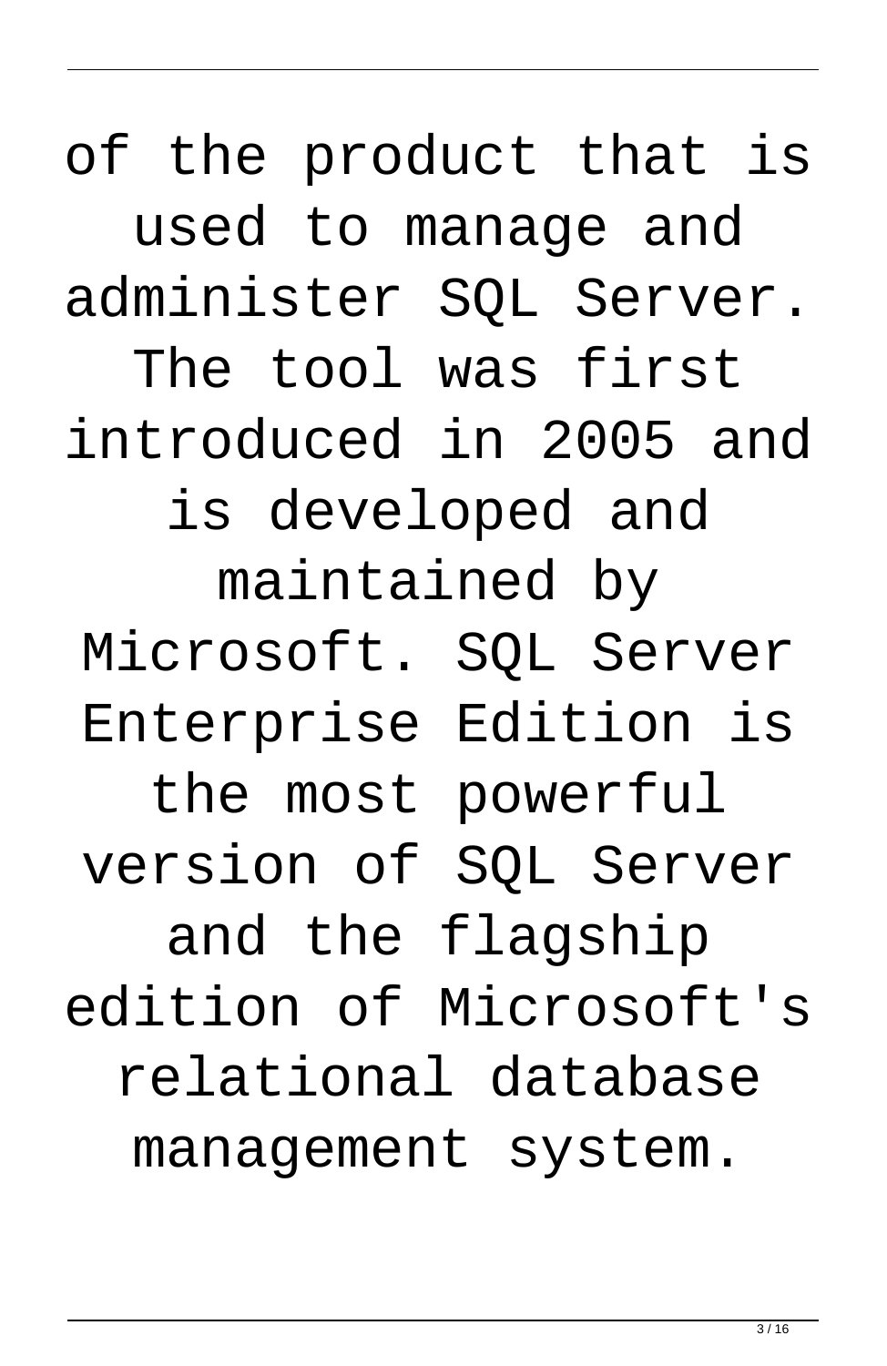of the product that is used to manage and administer SQL Server. The tool was first introduced in 2005 and is developed and maintained by Microsoft. SQL Server Enterprise Edition is the most powerful version of SQL Server and the flagship edition of Microsoft's relational database management system.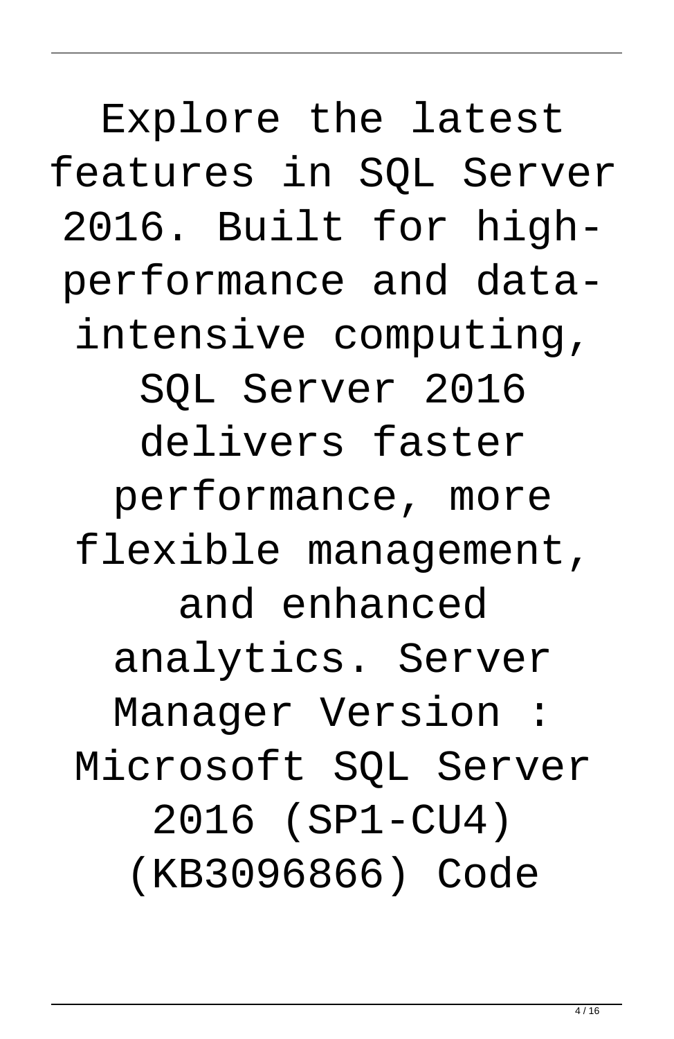Explore the latest features in SQL Server 2016. Built for high-performance and data-intensive computing, SQL Server 2016 delivers faster performance, more flexible management, and enhanced analytics. Server Manager Version : Microsoft SQL Server 2016 (SP1-CU4) (KB3096866) Code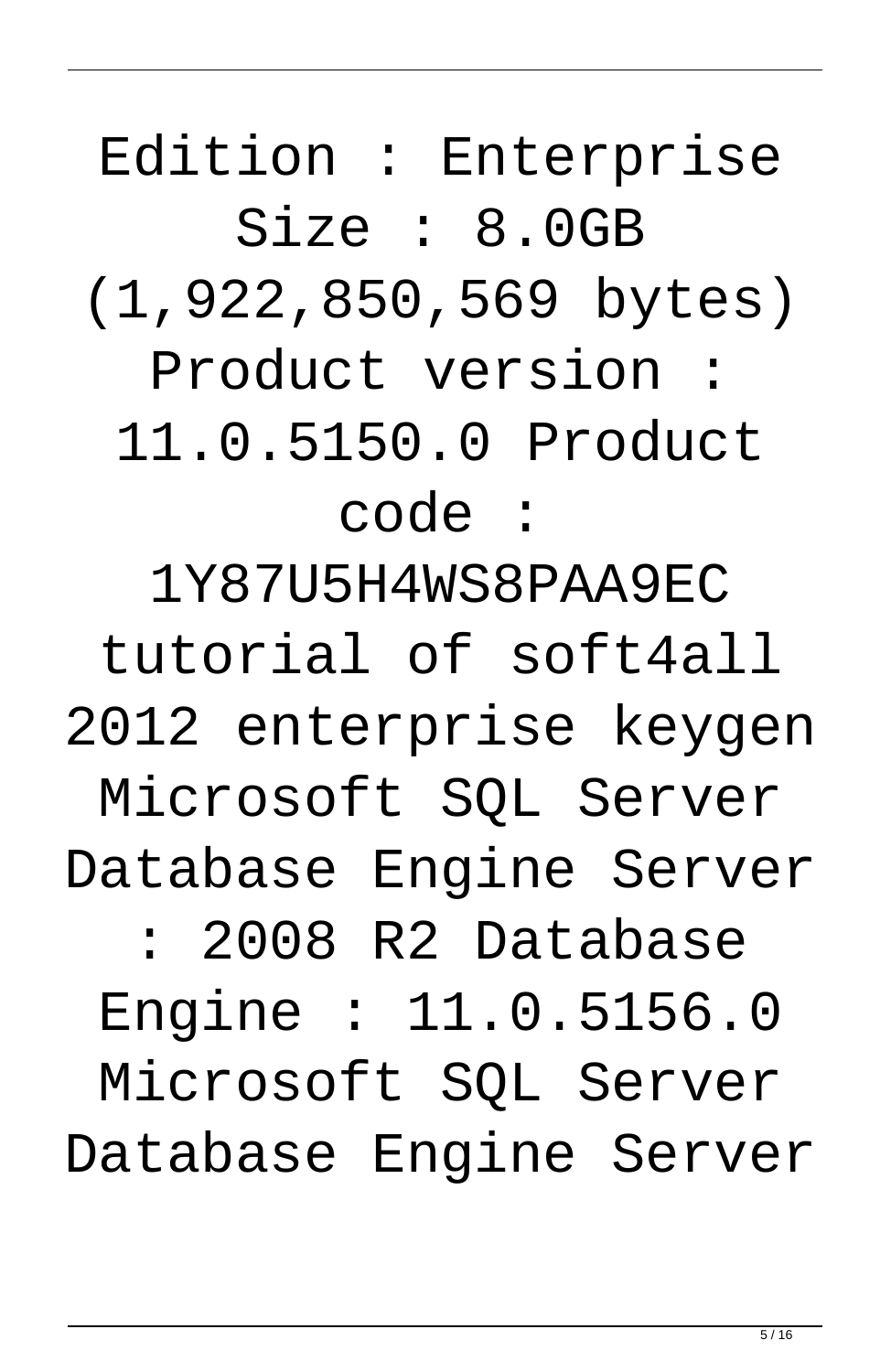Edition : Enterprise Size : 8.0GB (1,922,850,569 bytes) Product version : 11.0.5150.0 Product code : 1Y87U5H4WS8PAA9EC tutorial of soft4all 2012 enterprise keygen Microsoft SQL Server Database Engine Server : 2008 R2 Database Engine : 11.0.5156.0 Microsoft SQL Server Database Engine Server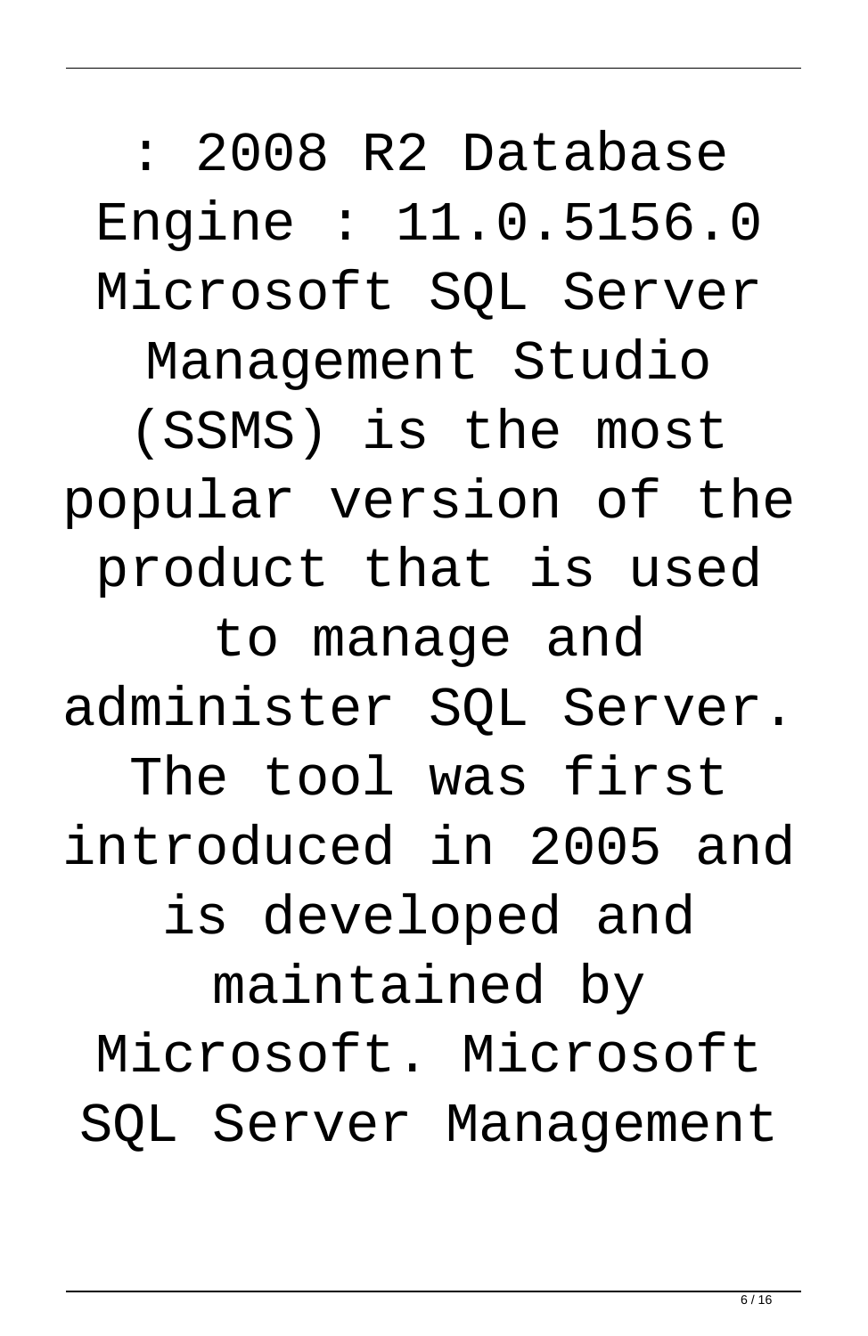: 2008 R2 Database Engine : 11.0.5156.0 Microsoft SQL Server Management Studio (SSMS) is the most popular version of the product that is used to manage and administer SQL Server. The tool was first introduced in 2005 and is developed and maintained by Microsoft. Microsoft SQL Server Management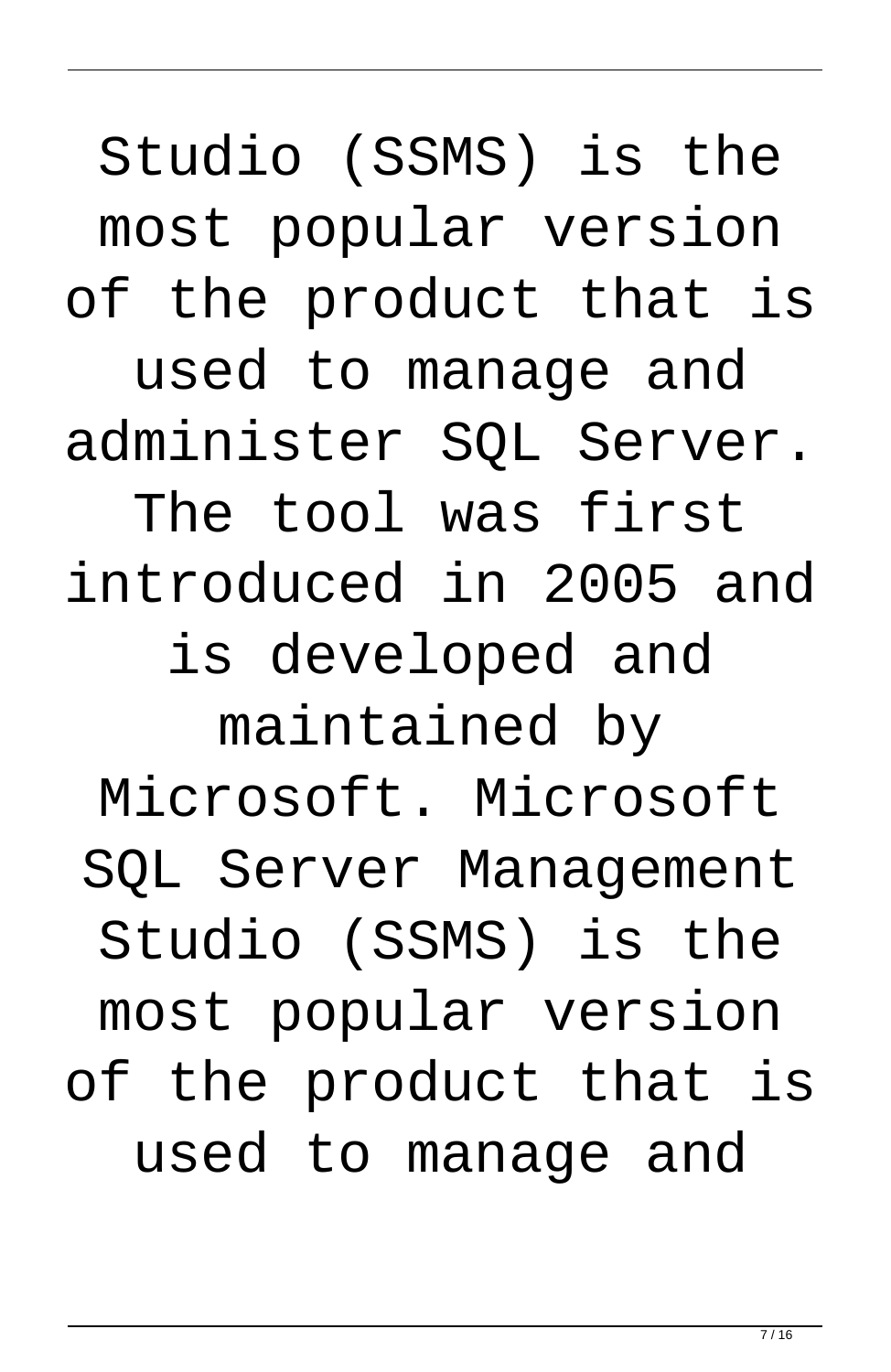Studio (SSMS) is the most popular version of the product that is used to manage and administer SQL Server. The tool was first introduced in 2005 and is developed and maintained by Microsoft. Microsoft SQL Server Management Studio (SSMS) is the most popular version of the product that is used to manage and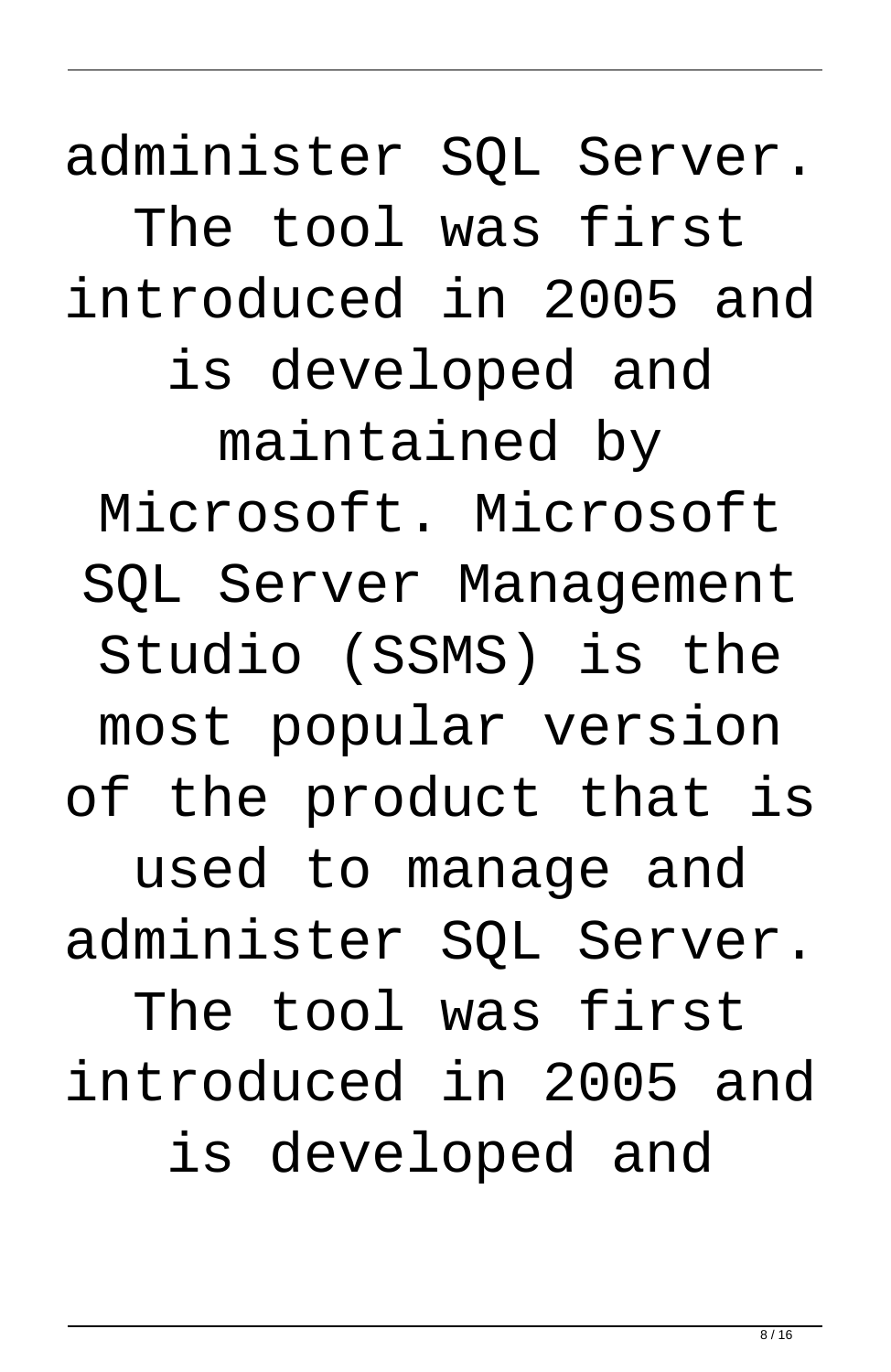administer SQL Server. The tool was first introduced in 2005 and is developed and maintained by Microsoft. Microsoft SQL Server Management Studio (SSMS) is the most popular version of the product that is used to manage and administer SQL Server. The tool was first introduced in 2005 and is developed and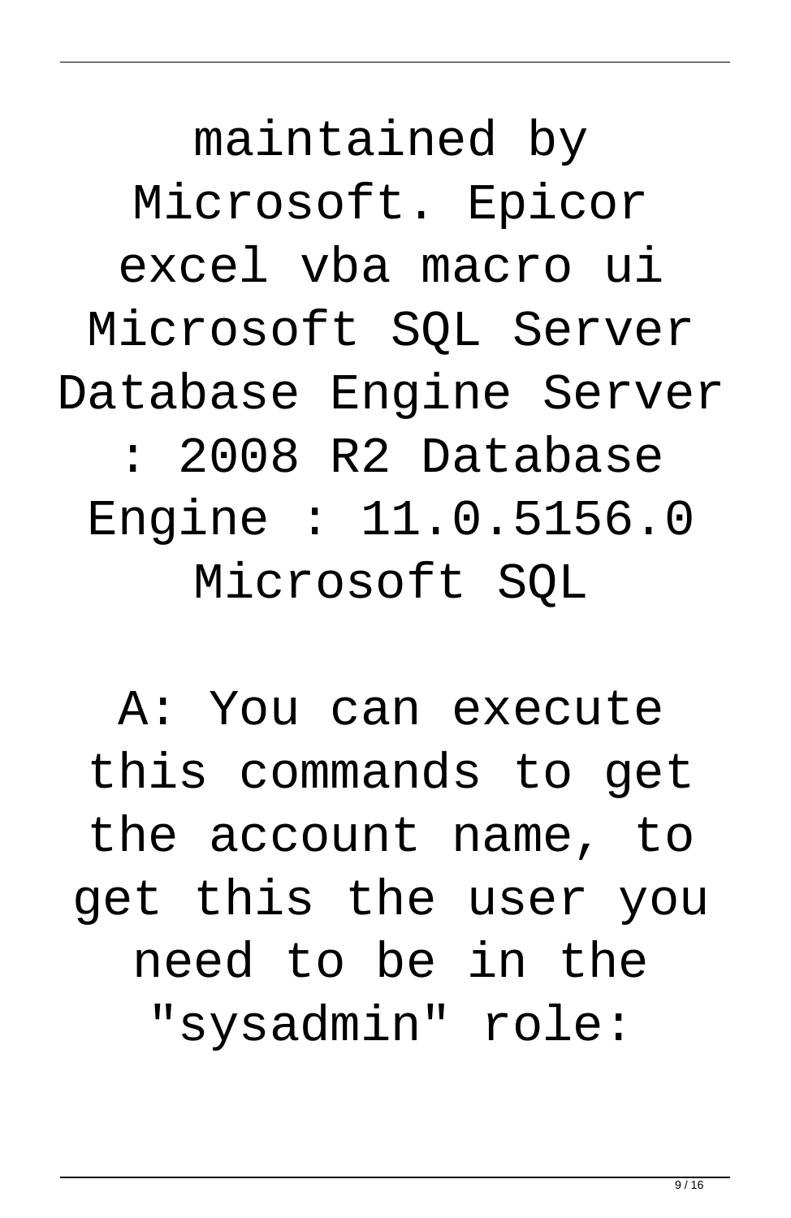maintained by Microsoft. Epicor excel vba macro ui Microsoft SQL Server Database Engine Server : 2008 R2 Database Engine : 11.0.5156.0 Microsoft SQL

A: You can execute this commands to get the account name, to get this the user you need to be in the "sysadmin" role: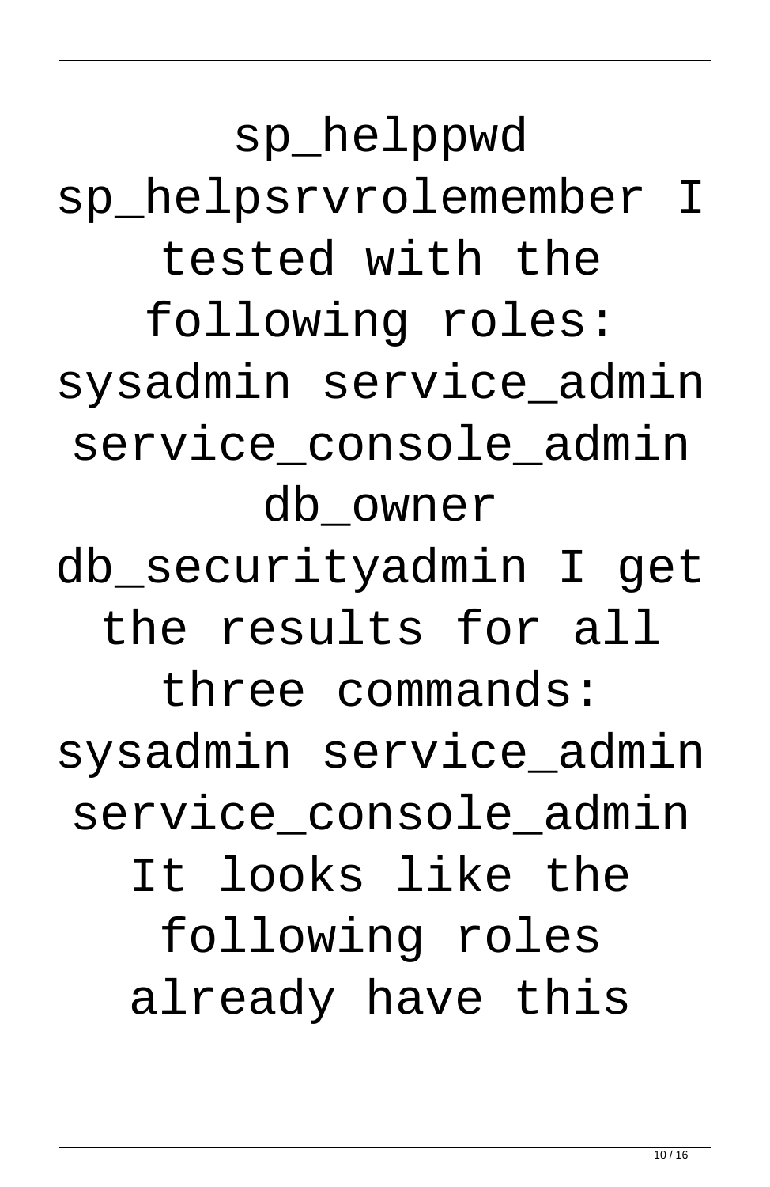sp_helppwd sp_helpsrvrolemember I tested with the following roles: sysadmin service_admin service_console_admin db_owner db_securityadmin I get the results for all three commands: sysadmin service_admin service_console_admin It looks like the following roles already have this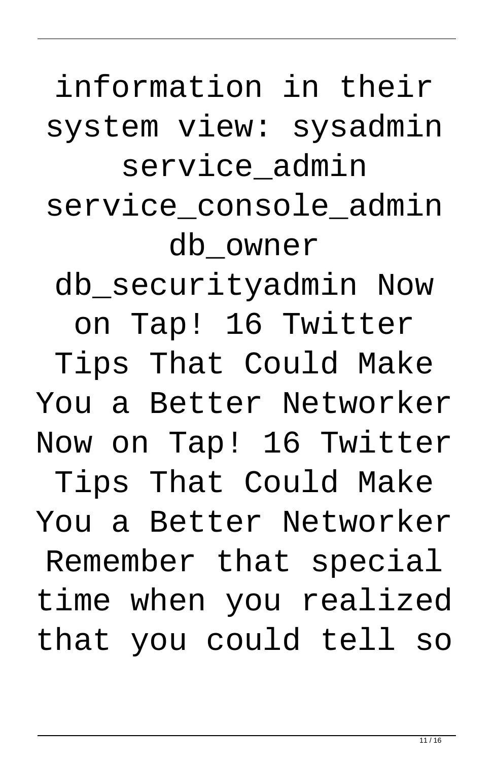information in their system view: sysadmin service_admin service_console_admin db_owner db_securityadmin Now on Tap! 16 Twitter Tips That Could Make You a Better Networker Now on Tap! 16 Twitter Tips That Could Make You a Better Networker Remember that special time when you realized that you could tell so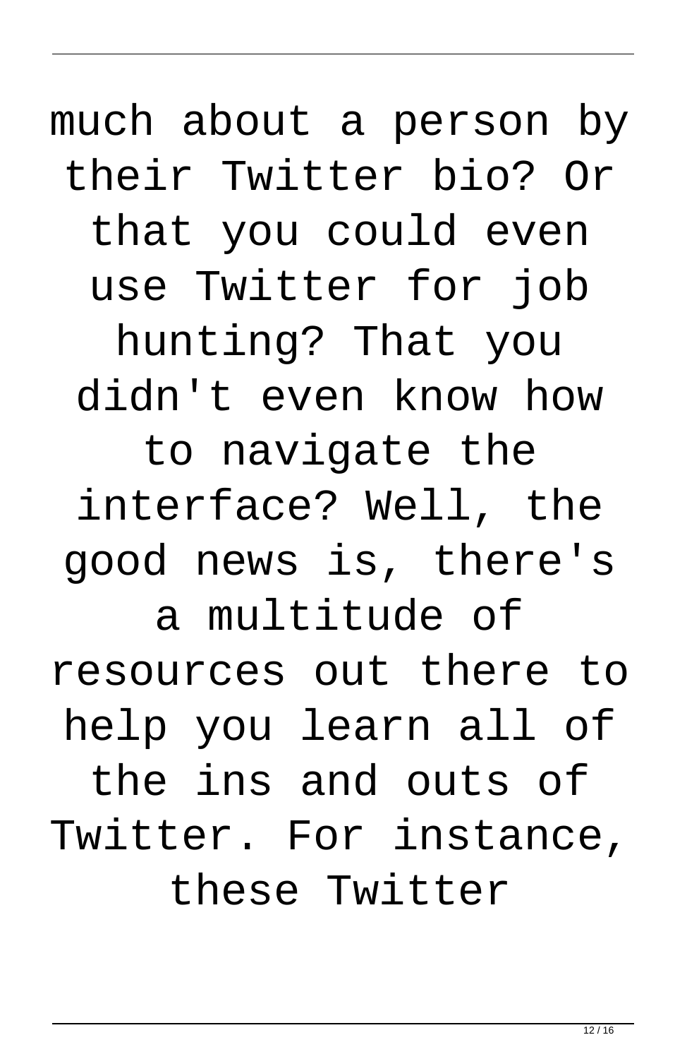much about a person by their Twitter bio? Or that you could even use Twitter for job hunting? That you didn't even know how to navigate the interface? Well, the good news is, there's a multitude of resources out there to help you learn all of the ins and outs of Twitter. For instance, these Twitter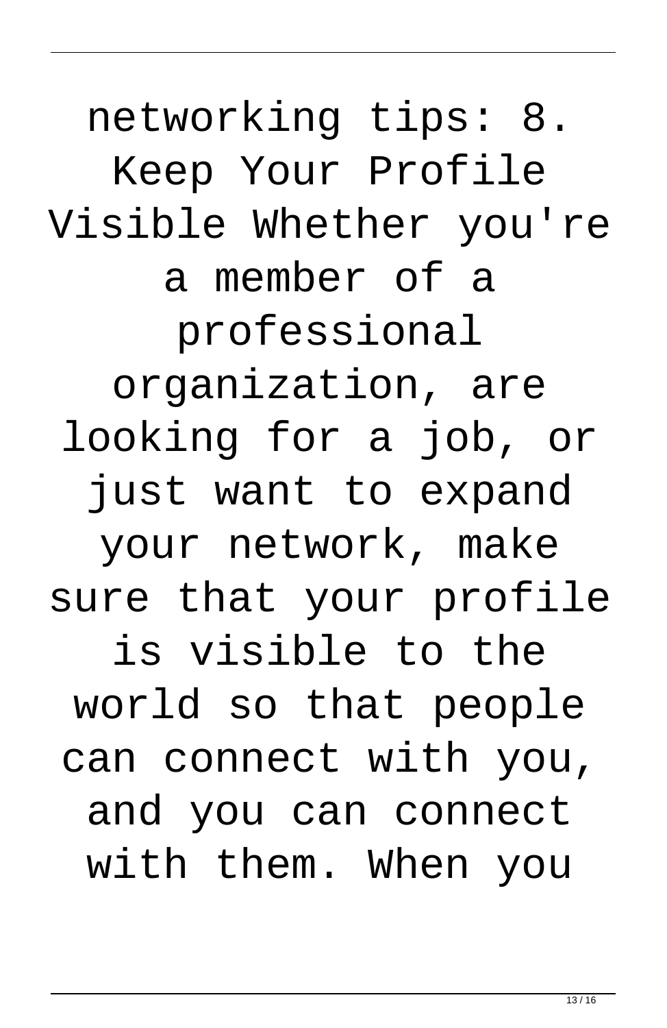networking tips: 8. Keep Your Profile Visible Whether you're a member of a professional organization, are looking for a job, or just want to expand your network, make sure that your profile is visible to the world so that people can connect with you, and you can connect with them. When you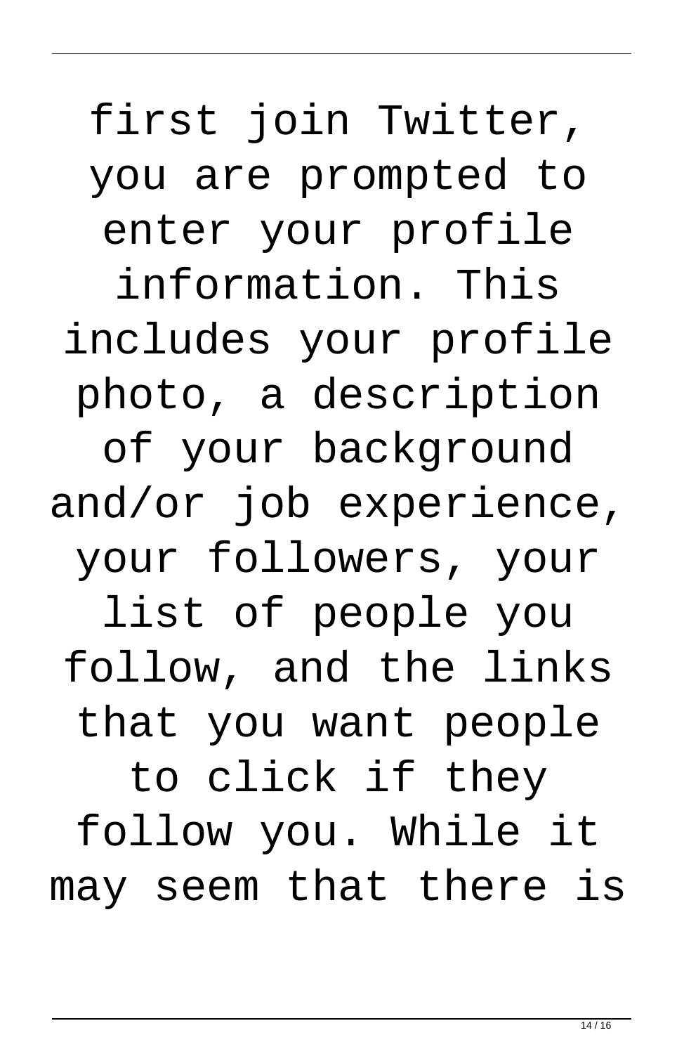first join Twitter, you are prompted to enter your profile information. This includes your profile photo, a description of your background and/or job experience, your followers, your list of people you follow, and the links that you want people to click if they follow you. While it may seem that there is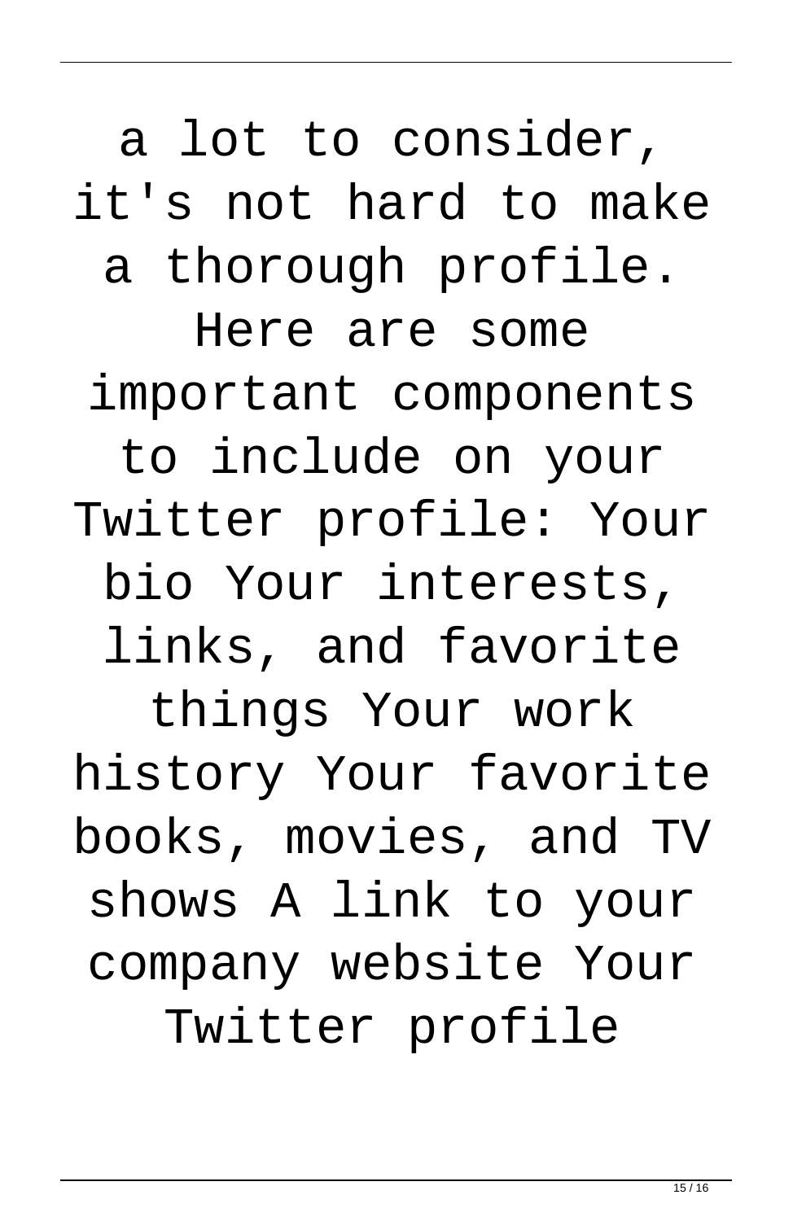a lot to consider, it's not hard to make a thorough profile. Here are some important components to include on your Twitter profile: Your bio Your interests, links, and favorite things Your work history Your favorite books, movies, and TV shows A link to your company website Your Twitter profile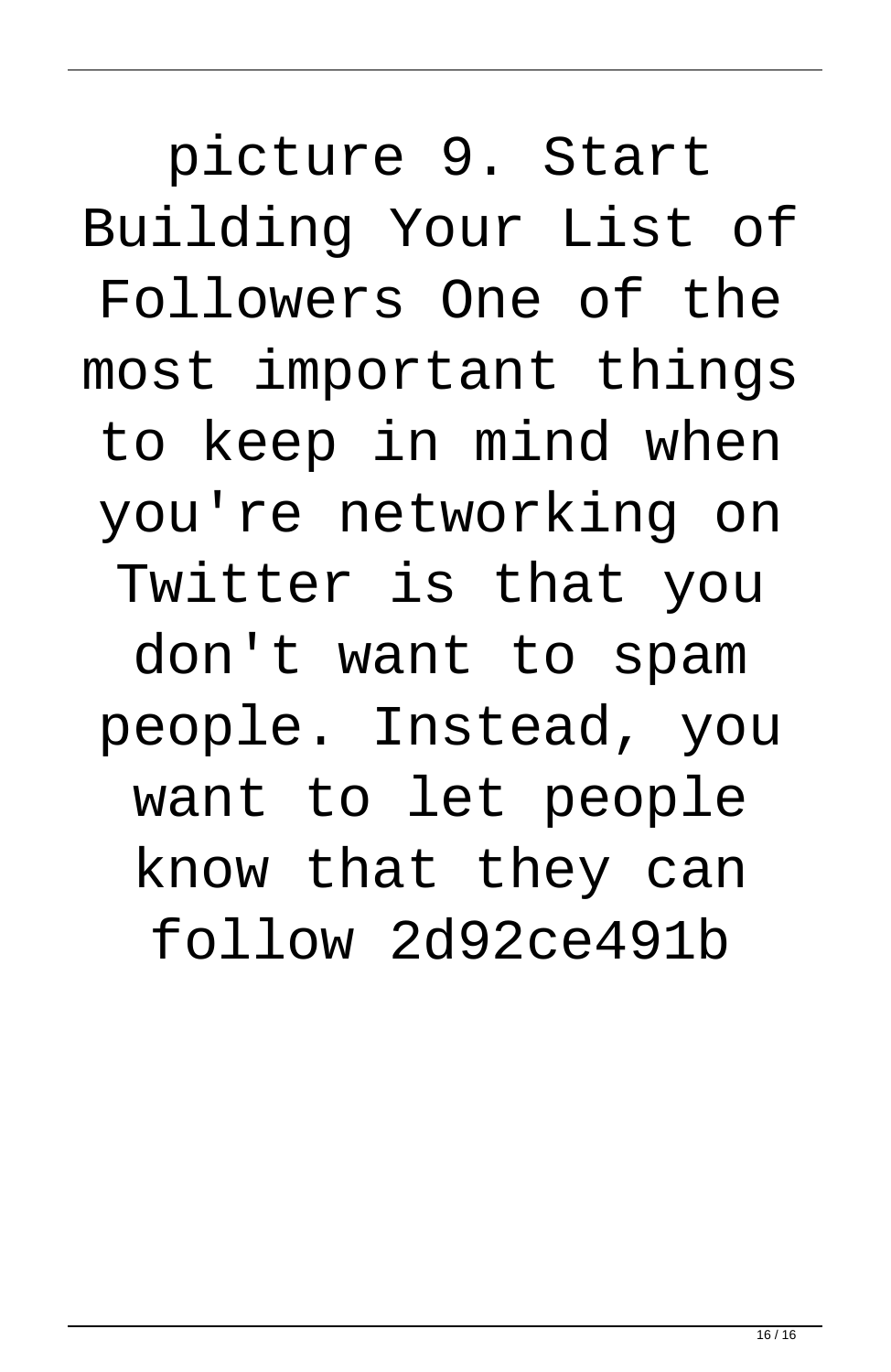picture 9. Start Building Your List of Followers One of the most important things to keep in mind when you're networking on Twitter is that you don't want to spam people. Instead, you want to let people know that they can follow 2d92ce491b